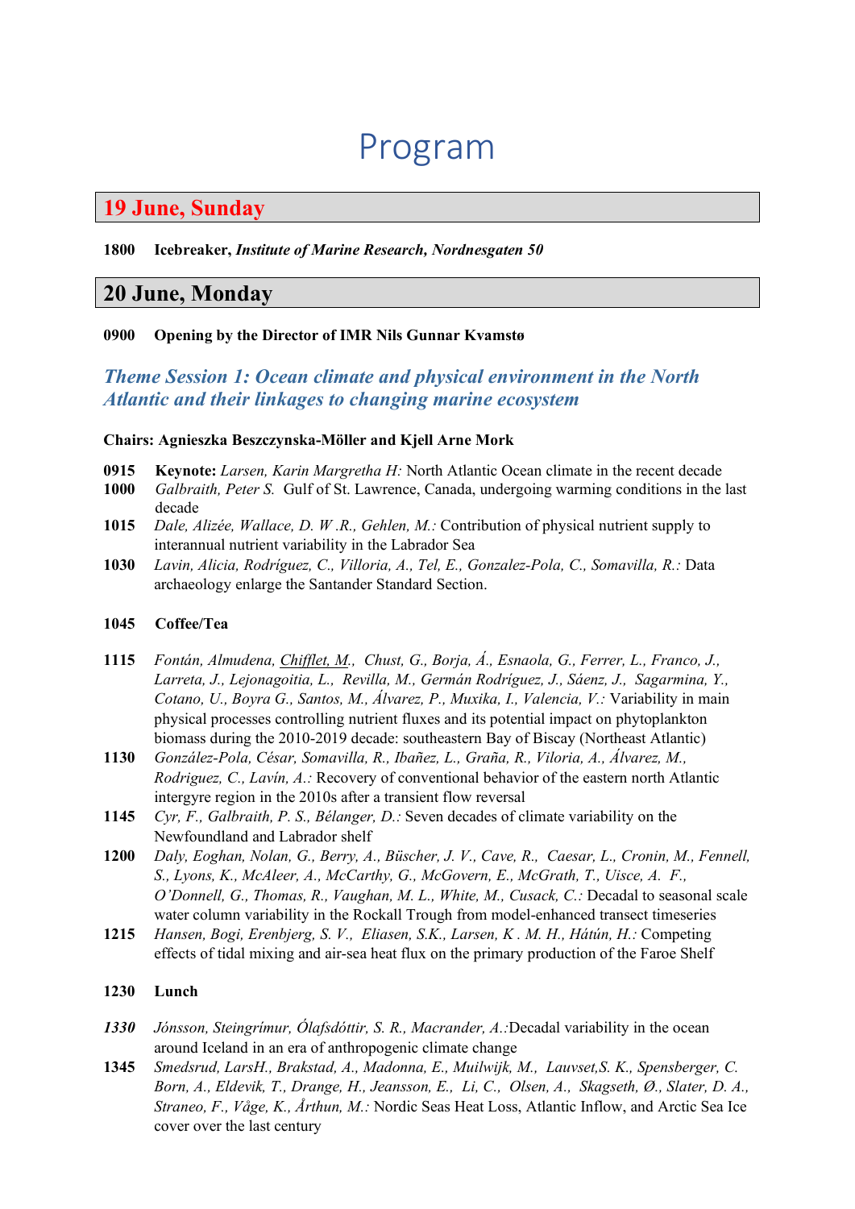# Program

## 19 June, Sunday

**1800 Icebreaker, *Institute of Marine Research, Nordnesgaten 50***

## 20 June, Monday

**0900 Opening by the Director of IMR Nils Gunnar Kvamstø**

### *Theme Session 1: Ocean climate and physical environment in the North Atlantic and their linkages to changing marine ecosystem*

**Chairs: Agnieszka Beszczynska-Möller and Kjell Arne Mork**

**0915** **Keynote:** *Larsen, Karin Margretha H:* North Atlantic Ocean climate in the recent decade

**1000** *Galbraith, Peter S.* Gulf of St. Lawrence, Canada, undergoing warming conditions in the last decade

**1015** *Dale, Alizée, Wallace, D. W .R., Gehlen, M.:* Contribution of physical nutrient supply to interannual nutrient variability in the Labrador Sea

**1030** *Lavin, Alicia, Rodríguez, C., Villoria, A., Tel, E., Gonzalez-Pola, C., Somavilla, R.:* Data archaeology enlarge the Santander Standard Section.

**1045 Coffee/Tea**

**1115** *Fontán, Almudena, Chifflet, M., Chust, G., Borja, Á., Esnaola, G., Ferrer, L., Franco, J., Larreta, J., Lejonagoitia, L., Revilla, M., Germán Rodríguez, J., Sáenz, J., Sagarmina, Y., Cotano, U., Boyra G., Santos, M., Álvarez, P., Muxika, I., Valencia, V.:* Variability in main physical processes controlling nutrient fluxes and its potential impact on phytoplankton biomass during the 2010-2019 decade: southeastern Bay of Biscay (Northeast Atlantic)

**1130** *González-Pola, César, Somavilla, R., Ibañez, L., Graña, R., Viloria, A., Álvarez, M., Rodriguez, C., Lavín, A.:* Recovery of conventional behavior of the eastern north Atlantic intergyre region in the 2010s after a transient flow reversal

**1145** *Cyr, F., Galbraith, P. S., Bélanger, D.:* Seven decades of climate variability on the Newfoundland and Labrador shelf

**1200** *Daly, Eoghan, Nolan, G., Berry, A., Büscher, J. V., Cave, R., Caesar, L., Cronin, M., Fennell, S., Lyons, K., McAleer, A., McCarthy, G., McGovern, E., McGrath, T., Uisce, A. F., O'Donnell, G., Thomas, R., Vaughan, M. L., White, M., Cusack, C.:* Decadal to seasonal scale water column variability in the Rockall Trough from model-enhanced transect timeseries

**1215** *Hansen, Bogi, Erenbjerg, S. V., Eliasen, S.K., Larsen, K . M. H., Hátún, H.:* Competing effects of tidal mixing and air-sea heat flux on the primary production of the Faroe Shelf

**1230 Lunch**

***1330*** *Jónsson, Steingrímur, Ólafsdóttir, S. R., Macrander, A.:*Decadal variability in the ocean around Iceland in an era of anthropogenic climate change

**1345** *Smedsrud, LarsH., Brakstad, A., Madonna, E., Muilwijk, M., Lauvset,S. K., Spensberger, C. Born, A., Eldevik, T., Drange, H., Jeansson, E., Li, C., Olsen, A., Skagseth, Ø., Slater, D. A., Straneo, F., Våge, K., Årthun, M.:* Nordic Seas Heat Loss, Atlantic Inflow, and Arctic Sea Ice cover over the last century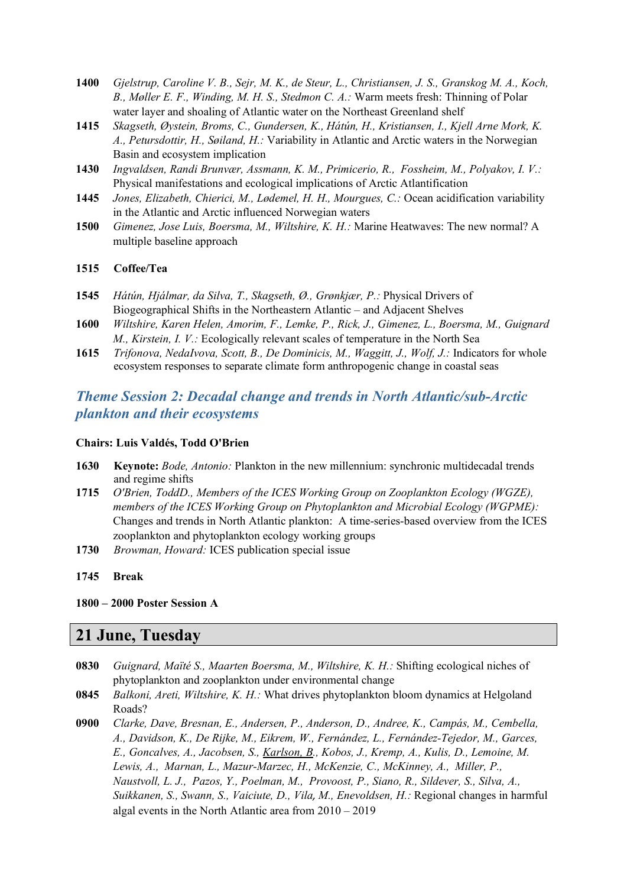**1400** *Gjelstrup, Caroline V. B., Sejr, M. K., de Steur, L., Christiansen, J. S., Granskog M. A., Koch, B., Møller E. F., Winding, M. H. S., Stedmon C. A.:* Warm meets fresh: Thinning of Polar water layer and shoaling of Atlantic water on the Northeast Greenland shelf

**1415** *Skagseth, Øystein, Broms, C., Gundersen, K., Hátún, H., Kristiansen, I., Kjell Arne Mork, K. A., Petursdottir, H., Søiland, H.:* Variability in Atlantic and Arctic waters in the Norwegian Basin and ecosystem implication

**1430** *Ingvaldsen, Randi Brunvær, Assmann, K. M., Primicerio, R., Fossheim, M., Polyakov, I. V.:* Physical manifestations and ecological implications of Arctic Atlantification

**1445** *Jones, Elizabeth, Chierici, M., Lødemel, H. H., Mourgues, C.:* Ocean acidification variability in the Atlantic and Arctic influenced Norwegian waters

**1500** *Gimenez, Jose Luis, Boersma, M., Wiltshire, K. H.:* Marine Heatwaves: The new normal? A multiple baseline approach

**1515 Coffee/Tea**

**1545** *Hátún, Hjálmar, da Silva, T., Skagseth, Ø., Grønkjær, P.:* Physical Drivers of Biogeographical Shifts in the Northeastern Atlantic – and Adjacent Shelves

**1600** *Wiltshire, Karen Helen, Amorim, F., Lemke, P., Rick, J., Gimenez, L., Boersma, M., Guignard M., Kirstein, I. V.:* Ecologically relevant scales of temperature in the North Sea

**1615** *Trifonova, NedaIvova, Scott, B., De Dominicis, M., Waggitt, J., Wolf, J.:* Indicators for whole ecosystem responses to separate climate form anthropogenic change in coastal seas

## *Theme Session 2: Decadal change and trends in North Atlantic/sub-Arctic plankton and their ecosystems*

**Chairs: Luis Valdés, Todd O'Brien**

**1630** **Keynote:** *Bode, Antonio:* Plankton in the new millennium: synchronic multidecadal trends and regime shifts

**1715** *O'Brien, ToddD., Members of the ICES Working Group on Zooplankton Ecology (WGZE), members of the ICES Working Group on Phytoplankton and Microbial Ecology (WGPME):* Changes and trends in North Atlantic plankton: A time-series-based overview from the ICES zooplankton and phytoplankton ecology working groups

**1730** *Browman, Howard:* ICES publication special issue

**1745 Break**

**1800 – 2000 Poster Session A**

## 21 June, Tuesday

**0830** *Guignard, Maïté S., Maarten Boersma, M., Wiltshire, K. H.:* Shifting ecological niches of phytoplankton and zooplankton under environmental change

**0845** *Balkoni, Areti, Wiltshire, K. H.:* What drives phytoplankton bloom dynamics at Helgoland Roads?

**0900** *Clarke, Dave, Bresnan, E., Andersen, P., Anderson, D., Andree, K., Campás, M., Cembella, A., Davidson, K., De Rijke, M., Eikrem, W., Fernández, L., Fernández-Tejedor, M., Garces, E., Goncalves, A., Jacobsen, S., Karlson, B., Kobos, J., Kremp, A., Kulis, D., Lemoine, M. Lewis, A., Marnan, L., Mazur-Marzec, H., McKenzie, C., McKinney, A., Miller, P., Naustvoll, L. J., Pazos, Y., Poelman, M., Provoost, P., Siano, R., Sildever, S., Silva, A., Suikkanen, S., Swann, S., Vaiciute, D., Vila, M., Enevoldsen, H.:* Regional changes in harmful algal events in the North Atlantic area from 2010 – 2019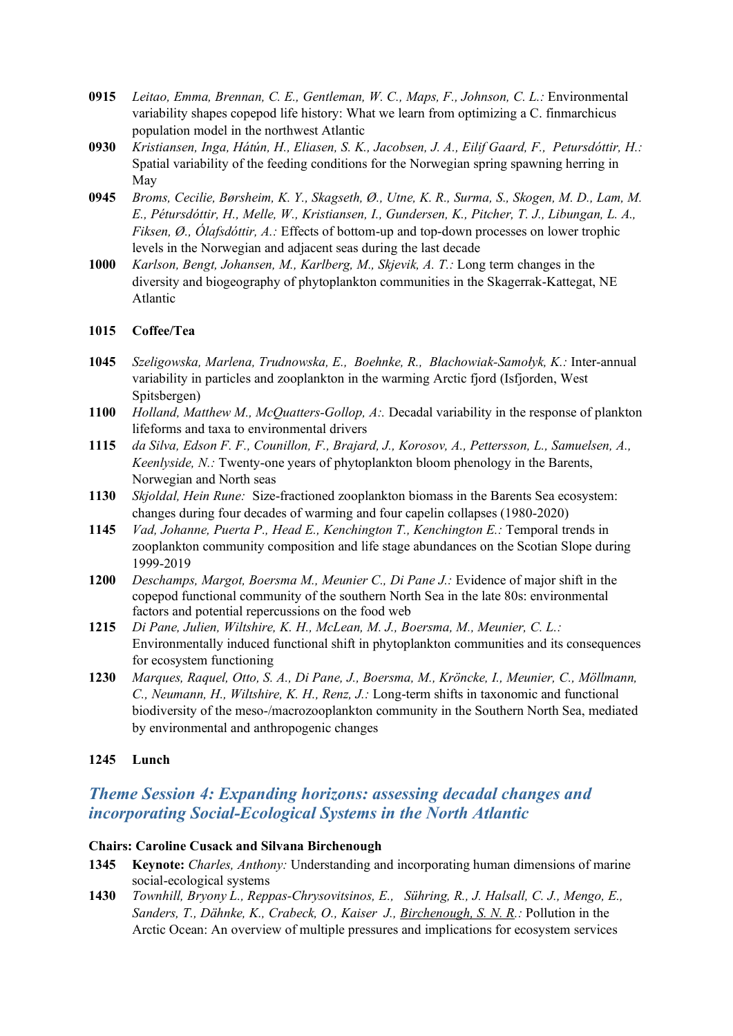**0915** *Leitao, Emma, Brennan, C. E., Gentleman, W. C., Maps, F., Johnson, C. L.:* Environmental variability shapes copepod life history: What we learn from optimizing a C. finmarchicus population model in the northwest Atlantic

**0930** *Kristiansen, Inga, Hátún, H., Eliasen, S. K., Jacobsen, J. A., Eilif Gaard, F., Petursdóttir, H.:* Spatial variability of the feeding conditions for the Norwegian spring spawning herring in May

**0945** *Broms, Cecilie, Børsheim, K. Y., Skagseth, Ø., Utne, K. R., Surma, S., Skogen, M. D., Lam, M. E., Pétursdóttir, H., Melle, W., Kristiansen, I., Gundersen, K., Pitcher, T. J., Libungan, L. A., Fiksen, Ø., Ólafsdóttir, A.:* Effects of bottom-up and top-down processes on lower trophic levels in the Norwegian and adjacent seas during the last decade

**1000** *Karlson, Bengt, Johansen, M., Karlberg, M., Skjevik, A. T.:* Long term changes in the diversity and biogeography of phytoplankton communities in the Skagerrak-Kattegat, NE Atlantic

**1015 Coffee/Tea**

**1045** *Szeligowska, Marlena, Trudnowska, E., Boehnke, R., Błachowiak-Samołyk, K.:* Inter-annual variability in particles and zooplankton in the warming Arctic fjord (Isfjorden, West Spitsbergen)

**1100** *Holland, Matthew M., McQuatters-Gollop, A:.* Decadal variability in the response of plankton lifeforms and taxa to environmental drivers

**1115** *da Silva, Edson F. F., Counillon, F., Brajard, J., Korosov, A., Pettersson, L., Samuelsen, A., Keenlyside, N.:* Twenty-one years of phytoplankton bloom phenology in the Barents, Norwegian and North seas

**1130** *Skjoldal, Hein Rune:* Size-fractioned zooplankton biomass in the Barents Sea ecosystem: changes during four decades of warming and four capelin collapses (1980-2020)

**1145** *Vad, Johanne, Puerta P., Head E., Kenchington T., Kenchington E.:* Temporal trends in zooplankton community composition and life stage abundances on the Scotian Slope during 1999-2019

**1200** *Deschamps, Margot, Boersma M., Meunier C., Di Pane J.:* Evidence of major shift in the copepod functional community of the southern North Sea in the late 80s: environmental factors and potential repercussions on the food web

**1215** *Di Pane, Julien, Wiltshire, K. H., McLean, M. J., Boersma, M., Meunier, C. L.:* Environmentally induced functional shift in phytoplankton communities and its consequences for ecosystem functioning

**1230** *Marques, Raquel, Otto, S. A., Di Pane, J., Boersma, M., Kröncke, I., Meunier, C., Möllmann, C., Neumann, H., Wiltshire, K. H., Renz, J.:* Long-term shifts in taxonomic and functional biodiversity of the meso-/macrozooplankton community in the Southern North Sea, mediated by environmental and anthropogenic changes

**1245 Lunch**

## *Theme Session 4: Expanding horizons: assessing decadal changes and incorporating Social-Ecological Systems in the North Atlantic*

**Chairs: Caroline Cusack and Silvana Birchenough**

**1345** **Keynote:** *Charles, Anthony:* Understanding and incorporating human dimensions of marine social-ecological systems

**1430** *Townhill, Bryony L., Reppas-Chrysovitsinos, E., Sühring, R., J. Halsall, C. J., Mengo, E., Sanders, T., Dähnke, K., Crabeck, O., Kaiser J., Birchenough, S. N. R.:* Pollution in the Arctic Ocean: An overview of multiple pressures and implications for ecosystem services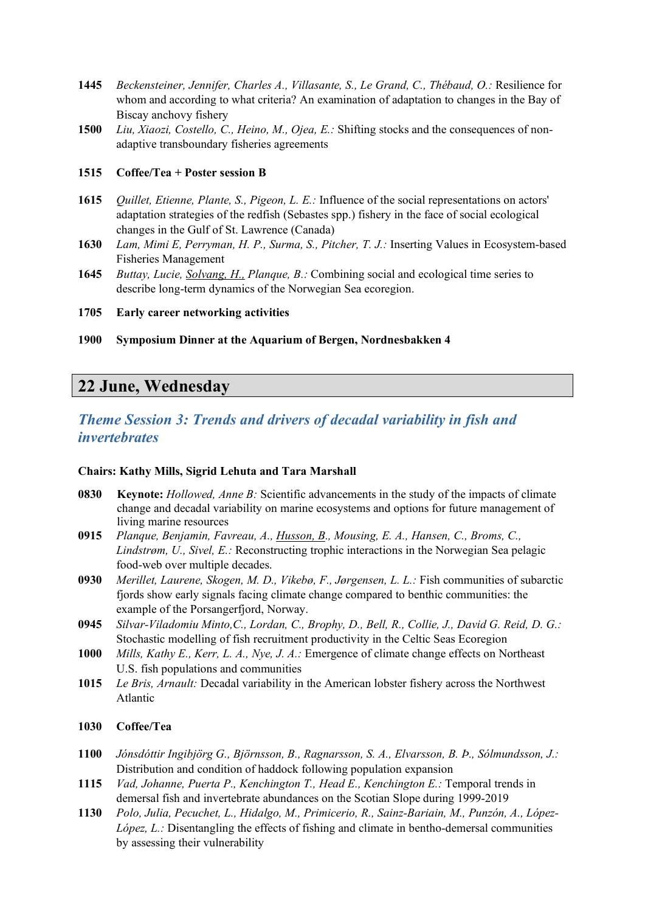**1445** *Beckensteiner, Jennifer, Charles A., Villasante, S., Le Grand, C., Thébaud, O.:* Resilience for whom and according to what criteria? An examination of adaptation to changes in the Bay of Biscay anchovy fishery

**1500** *Liu, Xiaozi, Costello, C., Heino, M., Ojea, E.:* Shifting stocks and the consequences of non-adaptive transboundary fisheries agreements

**1515 Coffee/Tea + Poster session B**

**1615** *Quillet, Etienne, Plante, S., Pigeon, L. E.:* Influence of the social representations on actors' adaptation strategies of the redfish (Sebastes spp.) fishery in the face of social ecological changes in the Gulf of St. Lawrence (Canada)

**1630** *Lam, Mimi E, Perryman, H. P., Surma, S., Pitcher, T. J.:* Inserting Values in Ecosystem-based Fisheries Management

**1645** *Buttay, Lucie, <u>Solvang, H.,</u> Planque, B.:* Combining social and ecological time series to describe long-term dynamics of the Norwegian Sea ecoregion.

**1705 Early career networking activities**

**1900 Symposium Dinner at the Aquarium of Bergen, Nordnesbakken 4**

## 22 June, Wednesday

### *Theme Session 3: Trends and drivers of decadal variability in fish and invertebrates*

**Chairs: Kathy Mills, Sigrid Lehuta and Tara Marshall**

**0830** **Keynote:** *Hollowed, Anne B:* Scientific advancements in the study of the impacts of climate change and decadal variability on marine ecosystems and options for future management of living marine resources

**0915** *Planque, Benjamin, Favreau, A., <u>Husson, B</u>., Mousing, E. A., Hansen, C., Broms, C., Lindstrøm, U., Sivel, E.:* Reconstructing trophic interactions in the Norwegian Sea pelagic food-web over multiple decades.

**0930** *Merillet, Laurene, Skogen, M. D., Vikebø, F., Jørgensen, L. L.:* Fish communities of subarctic fjords show early signals facing climate change compared to benthic communities: the example of the Porsangerfjord, Norway.

**0945** *Silvar-Viladomiu Minto,C., Lordan, C., Brophy, D., Bell, R., Collie, J., David G. Reid, D. G.:* Stochastic modelling of fish recruitment productivity in the Celtic Seas Ecoregion

**1000** *Mills, Kathy E., Kerr, L. A., Nye, J. A.:* Emergence of climate change effects on Northeast U.S. fish populations and communities

**1015** *Le Bris, Arnault:* Decadal variability in the American lobster fishery across the Northwest Atlantic

**1030 Coffee/Tea**

**1100** *Jónsdóttir Ingibjörg G., Björnsson, B., Ragnarsson, S. A., Elvarsson, B. Þ., Sólmundsson, J.:* Distribution and condition of haddock following population expansion

**1115** *Vad, Johanne, Puerta P., Kenchington T., Head E., Kenchington E.:* Temporal trends in demersal fish and invertebrate abundances on the Scotian Slope during 1999-2019

**1130** *Polo, Julia, Pecuchet, L., Hidalgo, M., Primicerio, R., Sainz-Bariain, M., Punzón, A., López-López, L.:* Disentangling the effects of fishing and climate in bentho-demersal communities by assessing their vulnerability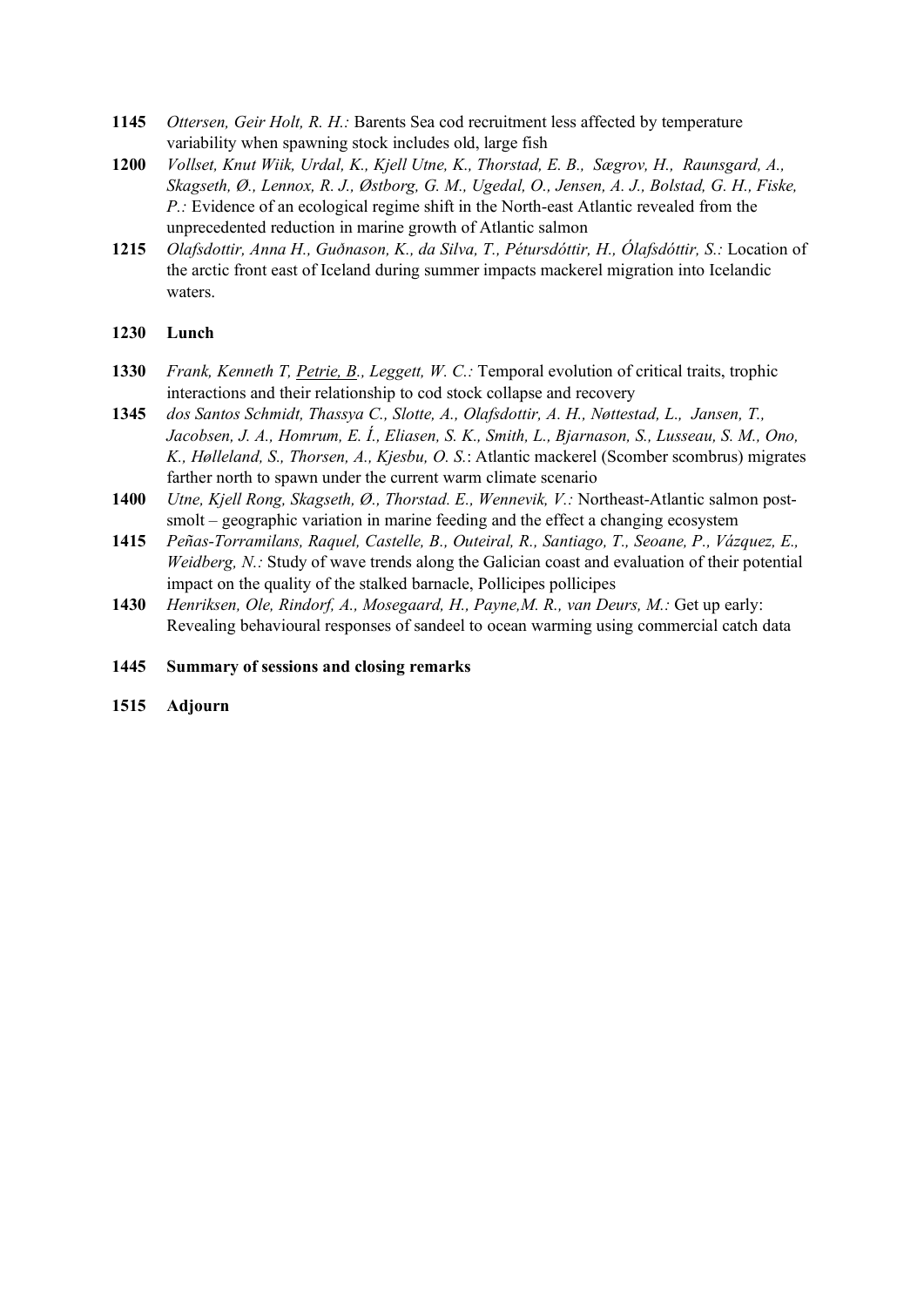**1145** *Ottersen, Geir Holt, R. H.:* Barents Sea cod recruitment less affected by temperature variability when spawning stock includes old, large fish

**1200** *Vollset, Knut Wiik, Urdal, K., Kjell Utne, K., Thorstad, E. B., Sægrov, H., Raunsgard, A., Skagseth, Ø., Lennox, R. J., Østborg, G. M., Ugedal, O., Jensen, A. J., Bolstad, G. H., Fiske, P.:* Evidence of an ecological regime shift in the North-east Atlantic revealed from the unprecedented reduction in marine growth of Atlantic salmon

**1215** *Olafsdottir, Anna H., Guðnason, K., da Silva, T., Pétursdóttir, H., Ólafsdóttir, S.:* Location of the arctic front east of Iceland during summer impacts mackerel migration into Icelandic waters.

**1230 Lunch**

**1330** *Frank, Kenneth T, <u>Petrie, B</u>., Leggett, W. C.:* Temporal evolution of critical traits, trophic interactions and their relationship to cod stock collapse and recovery

**1345** *dos Santos Schmidt, Thassya C., Slotte, A., Olafsdottir, A. H., Nøttestad, L., Jansen, T., Jacobsen, J. A., Homrum, E. Í., Eliasen, S. K., Smith, L., Bjarnason, S., Lusseau, S. M., Ono, K., Hølleland, S., Thorsen, A., Kjesbu, O. S.*: Atlantic mackerel (Scomber scombrus) migrates farther north to spawn under the current warm climate scenario

**1400** *Utne, Kjell Rong, Skagseth, Ø., Thorstad. E., Wennevik, V.:* Northeast-Atlantic salmon post-smolt – geographic variation in marine feeding and the effect a changing ecosystem

**1415** *Peñas-Torramilans, Raquel, Castelle, B., Outeiral, R., Santiago, T., Seoane, P., Vázquez, E., Weidberg, N.:* Study of wave trends along the Galician coast and evaluation of their potential impact on the quality of the stalked barnacle, Pollicipes pollicipes

**1430** *Henriksen, Ole, Rindorf, A., Mosegaard, H., Payne,M. R., van Deurs, M.:* Get up early: Revealing behavioural responses of sandeel to ocean warming using commercial catch data

**1445 Summary of sessions and closing remarks**

**1515 Adjourn**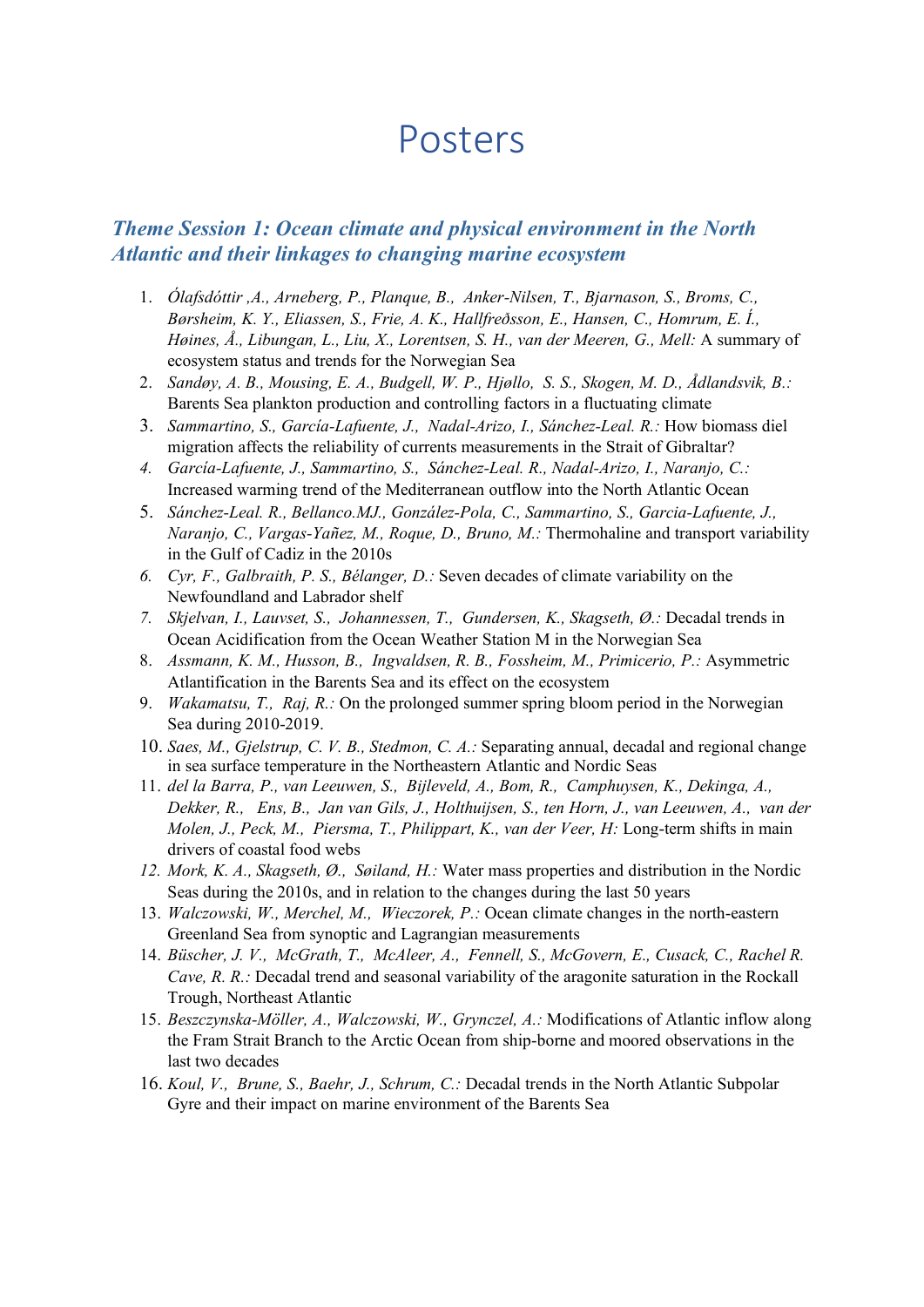# Posters

## *Theme Session 1: Ocean climate and physical environment in the North Atlantic and their linkages to changing marine ecosystem*

1. *Ólafsdóttir ,A., Arneberg, P., Planque, B., Anker-Nilsen, T., Bjarnason, S., Broms, C., Børsheim, K. Y., Eliassen, S., Frie, A. K., Hallfreðsson, E., Hansen, C., Homrum, E. Í., Høines, Å., Libungan, L., Liu, X., Lorentsen, S. H., van der Meeren, G., Mell:* A summary of ecosystem status and trends for the Norwegian Sea
2. *Sandøy, A. B., Mousing, E. A., Budgell, W. P., Hjøllo, S. S., Skogen, M. D., Ådlandsvik, B.:* Barents Sea plankton production and controlling factors in a fluctuating climate
3. *Sammartino, S., García-Lafuente, J., Nadal-Arizo, I., Sánchez-Leal. R.:* How biomass diel migration affects the reliability of currents measurements in the Strait of Gibraltar?
4. *García-Lafuente, J., Sammartino, S., Sánchez-Leal. R., Nadal-Arizo, I., Naranjo, C.:* Increased warming trend of the Mediterranean outflow into the North Atlantic Ocean
5. *Sánchez-Leal. R., Bellanco.MJ., González-Pola, C., Sammartino, S., Garcia-Lafuente, J., Naranjo, C., Vargas-Yañez, M., Roque, D., Bruno, M.:* Thermohaline and transport variability in the Gulf of Cadiz in the 2010s
6. *Cyr, F., Galbraith, P. S., Bélanger, D.:* Seven decades of climate variability on the Newfoundland and Labrador shelf
7. *Skjelvan, I., Lauvset, S., Johannessen, T., Gundersen, K., Skagseth, Ø.:* Decadal trends in Ocean Acidification from the Ocean Weather Station M in the Norwegian Sea
8. *Assmann, K. M., Husson, B., Ingvaldsen, R. B., Fossheim, M., Primicerio, P.:* Asymmetric Atlantification in the Barents Sea and its effect on the ecosystem
9. *Wakamatsu, T., Raj, R.:* On the prolonged summer spring bloom period in the Norwegian Sea during 2010-2019.
10. *Saes, M., Gjelstrup, C. V. B., Stedmon, C. A.:* Separating annual, decadal and regional change in sea surface temperature in the Northeastern Atlantic and Nordic Seas
11. *del la Barra, P., van Leeuwen, S., Bijleveld, A., Bom, R., Camphuysen, K., Dekinga, A., Dekker, R., Ens, B., Jan van Gils, J., Holthuijsen, S., ten Horn, J., van Leeuwen, A., van der Molen, J., Peck, M., Piersma, T., Philippart, K., van der Veer, H:* Long-term shifts in main drivers of coastal food webs
12. *Mork, K. A., Skagseth, Ø., Søiland, H.:* Water mass properties and distribution in the Nordic Seas during the 2010s, and in relation to the changes during the last 50 years
13. *Walczowski, W., Merchel, M., Wieczorek, P.:* Ocean climate changes in the north-eastern Greenland Sea from synoptic and Lagrangian measurements
14. *Büscher, J. V., McGrath, T., McAleer, A., Fennell, S., McGovern, E., Cusack, C., Rachel R. Cave, R. R.:* Decadal trend and seasonal variability of the aragonite saturation in the Rockall Trough, Northeast Atlantic
15. *Beszczynska-Möller, A., Walczowski, W., Grynczel, A.:* Modifications of Atlantic inflow along the Fram Strait Branch to the Arctic Ocean from ship-borne and moored observations in the last two decades
16. *Koul, V., Brune, S., Baehr, J., Schrum, C.:* Decadal trends in the North Atlantic Subpolar Gyre and their impact on marine environment of the Barents Sea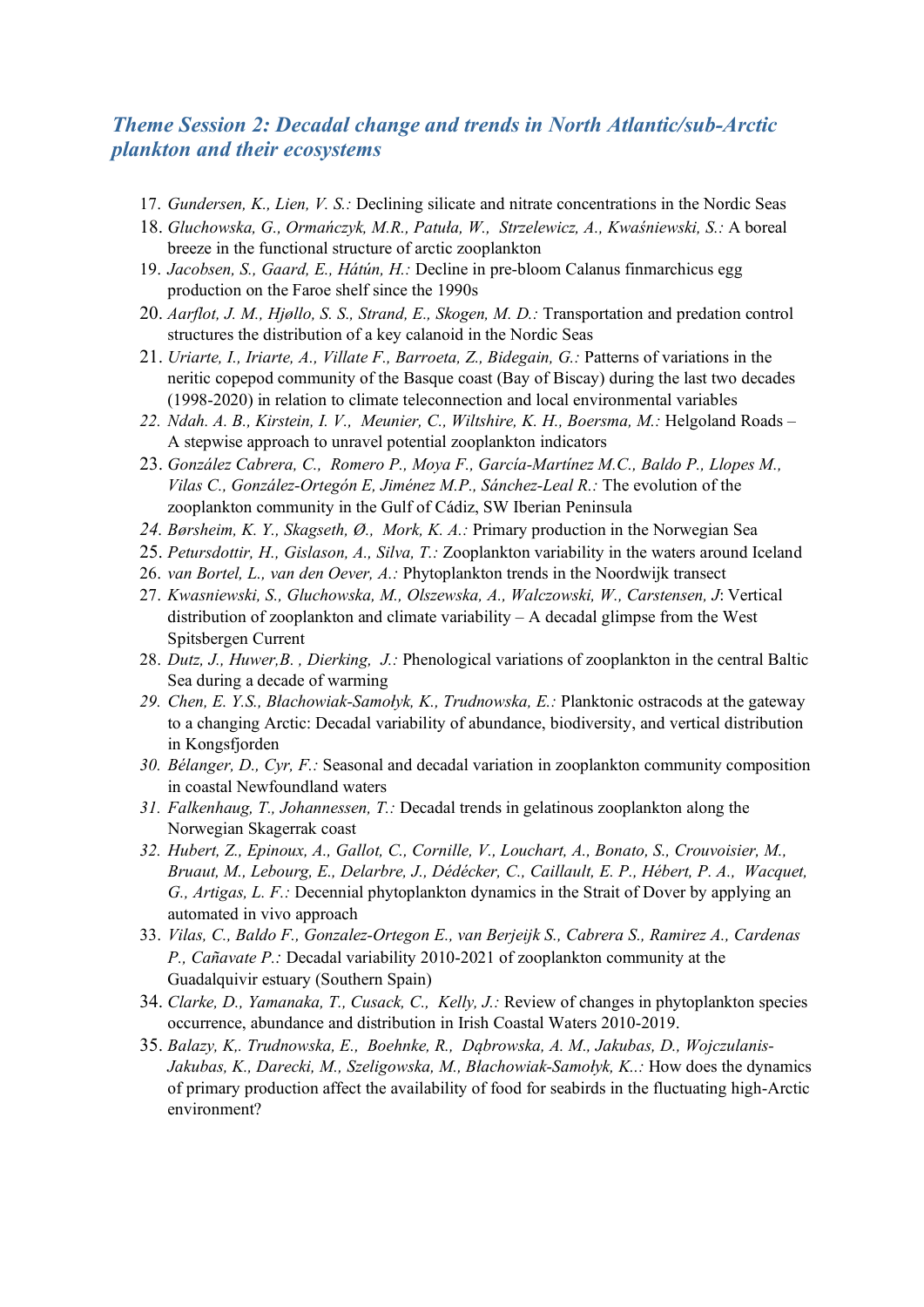## *Theme Session 2: Decadal change and trends in North Atlantic/sub-Arctic plankton and their ecosystems*

17. *Gundersen, K., Lien, V. S.:* Declining silicate and nitrate concentrations in the Nordic Seas
18. *Gluchowska, G., Ormańczyk, M.R., Patuła, W., Strzelewicz, A., Kwaśniewski, S.:* A boreal breeze in the functional structure of arctic zooplankton
19. *Jacobsen, S., Gaard, E., Hátún, H.:* Decline in pre-bloom Calanus finmarchicus egg production on the Faroe shelf since the 1990s
20. *Aarflot, J. M., Hjøllo, S. S., Strand, E., Skogen, M. D.:* Transportation and predation control structures the distribution of a key calanoid in the Nordic Seas
21. *Uriarte, I., Iriarte, A., Villate F., Barroeta, Z., Bidegain, G.:* Patterns of variations in the neritic copepod community of the Basque coast (Bay of Biscay) during the last two decades (1998-2020) in relation to climate teleconnection and local environmental variables
22. *Ndah. A. B., Kirstein, I. V., Meunier, C., Wiltshire, K. H., Boersma, M.:* Helgoland Roads – A stepwise approach to unravel potential zooplankton indicators
23. *González Cabrera, C., Romero P., Moya F., García-Martínez M.C., Baldo P., Llopes M., Vilas C., González-Ortegón E, Jiménez M.P., Sánchez-Leal R.:* The evolution of the zooplankton community in the Gulf of Cádiz, SW Iberian Peninsula
24. *Børsheim, K. Y., Skagseth, Ø., Mork, K. A.:* Primary production in the Norwegian Sea
25. *Petursdottir, H., Gislason, A., Silva, T.:* Zooplankton variability in the waters around Iceland
26. *van Bortel, L., van den Oever, A.:* Phytoplankton trends in the Noordwijk transect
27. *Kwasniewski, S., Gluchowska, M., Olszewska, A., Walczowski, W., Carstensen, J*: Vertical distribution of zooplankton and climate variability – A decadal glimpse from the West Spitsbergen Current
28. *Dutz, J., Huwer,B. , Dierking, J.:* Phenological variations of zooplankton in the central Baltic Sea during a decade of warming
29. *Chen, E. Y.S., Błachowiak-Samołyk, K., Trudnowska, E.:* Planktonic ostracods at the gateway to a changing Arctic: Decadal variability of abundance, biodiversity, and vertical distribution in Kongsfjorden
30. *Bélanger, D., Cyr, F.:* Seasonal and decadal variation in zooplankton community composition in coastal Newfoundland waters
31. *Falkenhaug, T., Johannessen, T.:* Decadal trends in gelatinous zooplankton along the Norwegian Skagerrak coast
32. *Hubert, Z., Epinoux, A., Gallot, C., Cornille, V., Louchart, A., Bonato, S., Crouvoisier, M., Bruaut, M., Lebourg, E., Delarbre, J., Dédécker, C., Caillault, E. P., Hébert, P. A., Wacquet, G., Artigas, L. F.:* Decennial phytoplankton dynamics in the Strait of Dover by applying an automated in vivo approach
33. *Vilas, C., Baldo F., Gonzalez-Ortegon E., van Berjeijk S., Cabrera S., Ramirez A., Cardenas P., Cañavate P.:* Decadal variability 2010-2021 of zooplankton community at the Guadalquivir estuary (Southern Spain)
34. *Clarke, D., Yamanaka, T., Cusack, C., Kelly, J.:* Review of changes in phytoplankton species occurrence, abundance and distribution in Irish Coastal Waters 2010-2019.
35. *Balazy, K,. Trudnowska, E., Boehnke, R., Dąbrowska, A. M., Jakubas, D., Wojczulanis-Jakubas, K., Darecki, M., Szeligowska, M., Błachowiak-Samołyk, K..:* How does the dynamics of primary production affect the availability of food for seabirds in the fluctuating high-Arctic environment?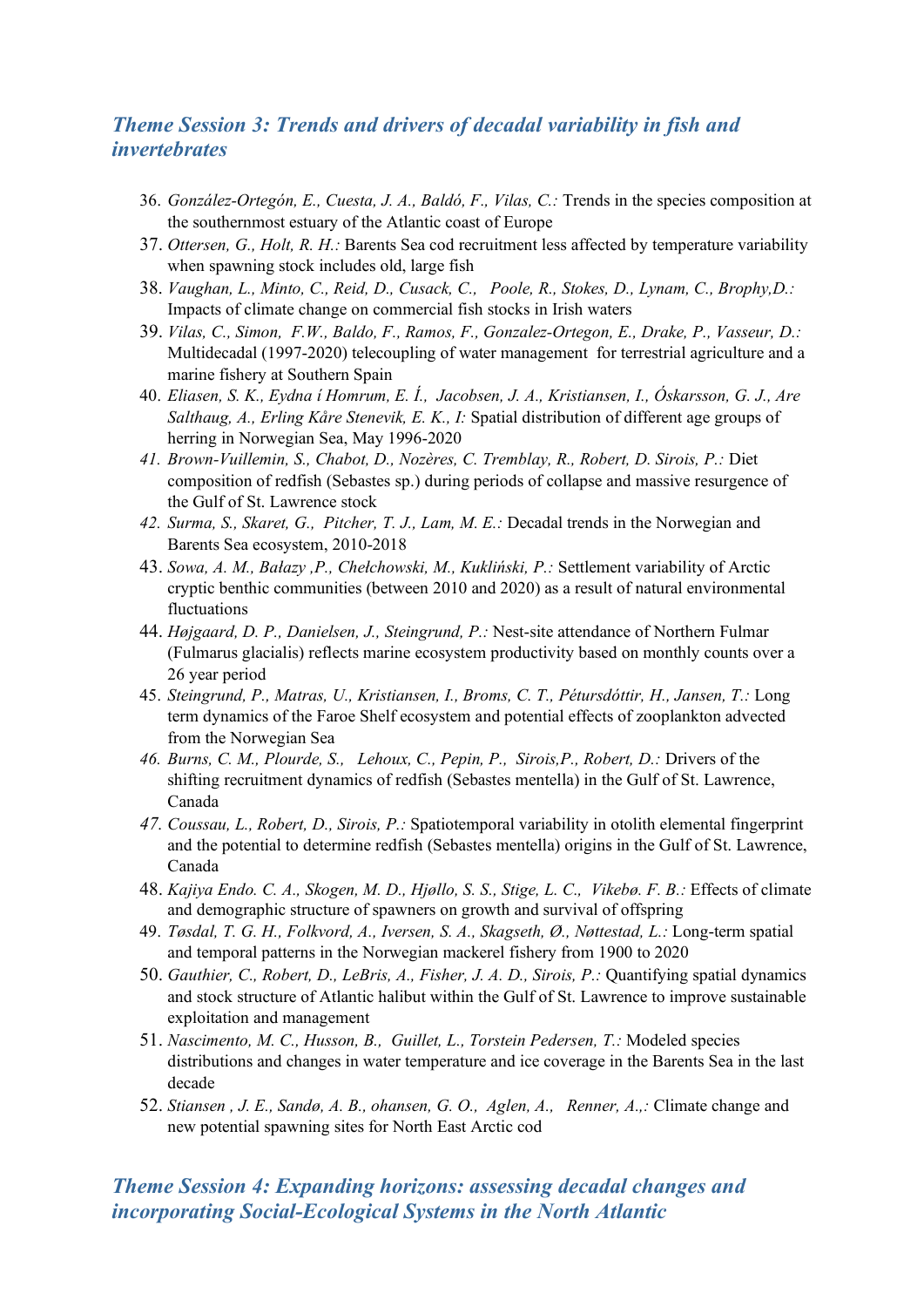## *Theme Session 3: Trends and drivers of decadal variability in fish and invertebrates*

36. *González-Ortegón, E., Cuesta, J. A., Baldó, F., Vilas, C.:* Trends in the species composition at the southernmost estuary of the Atlantic coast of Europe
37. *Ottersen, G., Holt, R. H.:* Barents Sea cod recruitment less affected by temperature variability when spawning stock includes old, large fish
38. *Vaughan, L., Minto, C., Reid, D., Cusack, C., Poole, R., Stokes, D., Lynam, C., Brophy,D.:* Impacts of climate change on commercial fish stocks in Irish waters
39. *Vilas, C., Simon, F.W., Baldo, F., Ramos, F., Gonzalez-Ortegon, E., Drake, P., Vasseur, D.:* Multidecadal (1997-2020) telecoupling of water management for terrestrial agriculture and a marine fishery at Southern Spain
40. *Eliasen, S. K., Eydna í Homrum, E. Í., Jacobsen, J. A., Kristiansen, I., Óskarsson, G. J., Are Salthaug, A., Erling Kåre Stenevik, E. K., I:* Spatial distribution of different age groups of herring in Norwegian Sea, May 1996-2020
41. *Brown-Vuillemin, S., Chabot, D., Nozères, C. Tremblay, R., Robert, D. Sirois, P.:* Diet composition of redfish (Sebastes sp.) during periods of collapse and massive resurgence of the Gulf of St. Lawrence stock
42. *Surma, S., Skaret, G., Pitcher, T. J., Lam, M. E.:* Decadal trends in the Norwegian and Barents Sea ecosystem, 2010-2018
43. *Sowa, A. M., Bałazy ,P., Chełchowski, M., Kukliński, P.:* Settlement variability of Arctic cryptic benthic communities (between 2010 and 2020) as a result of natural environmental fluctuations
44. *Højgaard, D. P., Danielsen, J., Steingrund, P.:* Nest-site attendance of Northern Fulmar (Fulmarus glacialis) reflects marine ecosystem productivity based on monthly counts over a 26 year period
45. *Steingrund, P., Matras, U., Kristiansen, I., Broms, C. T., Pétursdóttir, H., Jansen, T.:* Long term dynamics of the Faroe Shelf ecosystem and potential effects of zooplankton advected from the Norwegian Sea
46. *Burns, C. M., Plourde, S., Lehoux, C., Pepin, P., Sirois,P., Robert, D.:* Drivers of the shifting recruitment dynamics of redfish (Sebastes mentella) in the Gulf of St. Lawrence, Canada
47. *Coussau, L., Robert, D., Sirois, P.:* Spatiotemporal variability in otolith elemental fingerprint and the potential to determine redfish (Sebastes mentella) origins in the Gulf of St. Lawrence, Canada
48. *Kajiya Endo. C. A., Skogen, M. D., Hjøllo, S. S., Stige, L. C., Vikebø. F. B.:* Effects of climate and demographic structure of spawners on growth and survival of offspring
49. *Tøsdal, T. G. H., Folkvord, A., Iversen, S. A., Skagseth, Ø., Nøttestad, L.:* Long-term spatial and temporal patterns in the Norwegian mackerel fishery from 1900 to 2020
50. *Gauthier, C., Robert, D., LeBris, A., Fisher, J. A. D., Sirois, P.:* Quantifying spatial dynamics and stock structure of Atlantic halibut within the Gulf of St. Lawrence to improve sustainable exploitation and management
51. *Nascimento, M. C., Husson, B., Guillet, L., Torstein Pedersen, T.:* Modeled species distributions and changes in water temperature and ice coverage in the Barents Sea in the last decade
52. *Stiansen , J. E., Sandø, A. B., ohansen, G. O., Aglen, A., Renner, A.,:* Climate change and new potential spawning sites for North East Arctic cod

## *Theme Session 4: Expanding horizons: assessing decadal changes and incorporating Social-Ecological Systems in the North Atlantic*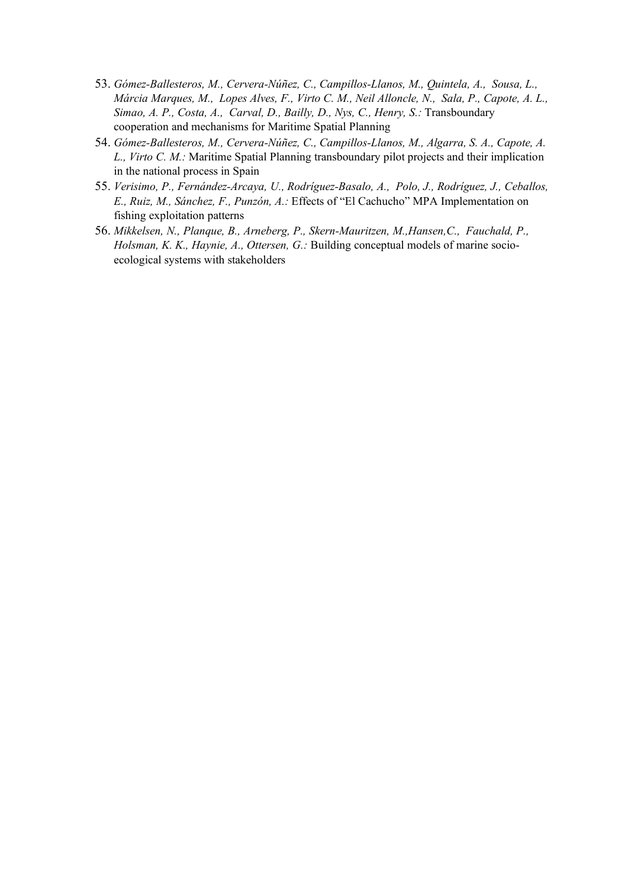53. *Gómez-Ballesteros, M., Cervera-Núñez, C., Campillos-Llanos, M., Quintela, A., Sousa, L., Márcia Marques, M., Lopes Alves, F., Virto C. M., Neil Alloncle, N., Sala, P., Capote, A. L., Simao, A. P., Costa, A., Carval, D., Bailly, D., Nys, C., Henry, S.:* Transboundary cooperation and mechanisms for Maritime Spatial Planning
54. *Gómez-Ballesteros, M., Cervera-Núñez, C., Campillos-Llanos, M., Algarra, S. A., Capote, A. L., Virto C. M.:* Maritime Spatial Planning transboundary pilot projects and their implication in the national process in Spain
55. *Verisimo, P., Fernández-Arcaya, U., Rodríguez-Basalo, A., Polo, J., Rodríguez, J., Ceballos, E., Ruiz, M., Sánchez, F., Punzón, A.:* Effects of "El Cachucho" MPA Implementation on fishing exploitation patterns
56. *Mikkelsen, N., Planque, B., Arneberg, P., Skern-Mauritzen, M.,Hansen,C., Fauchald, P., Holsman, K. K., Haynie, A., Ottersen, G.:* Building conceptual models of marine socio-ecological systems with stakeholders